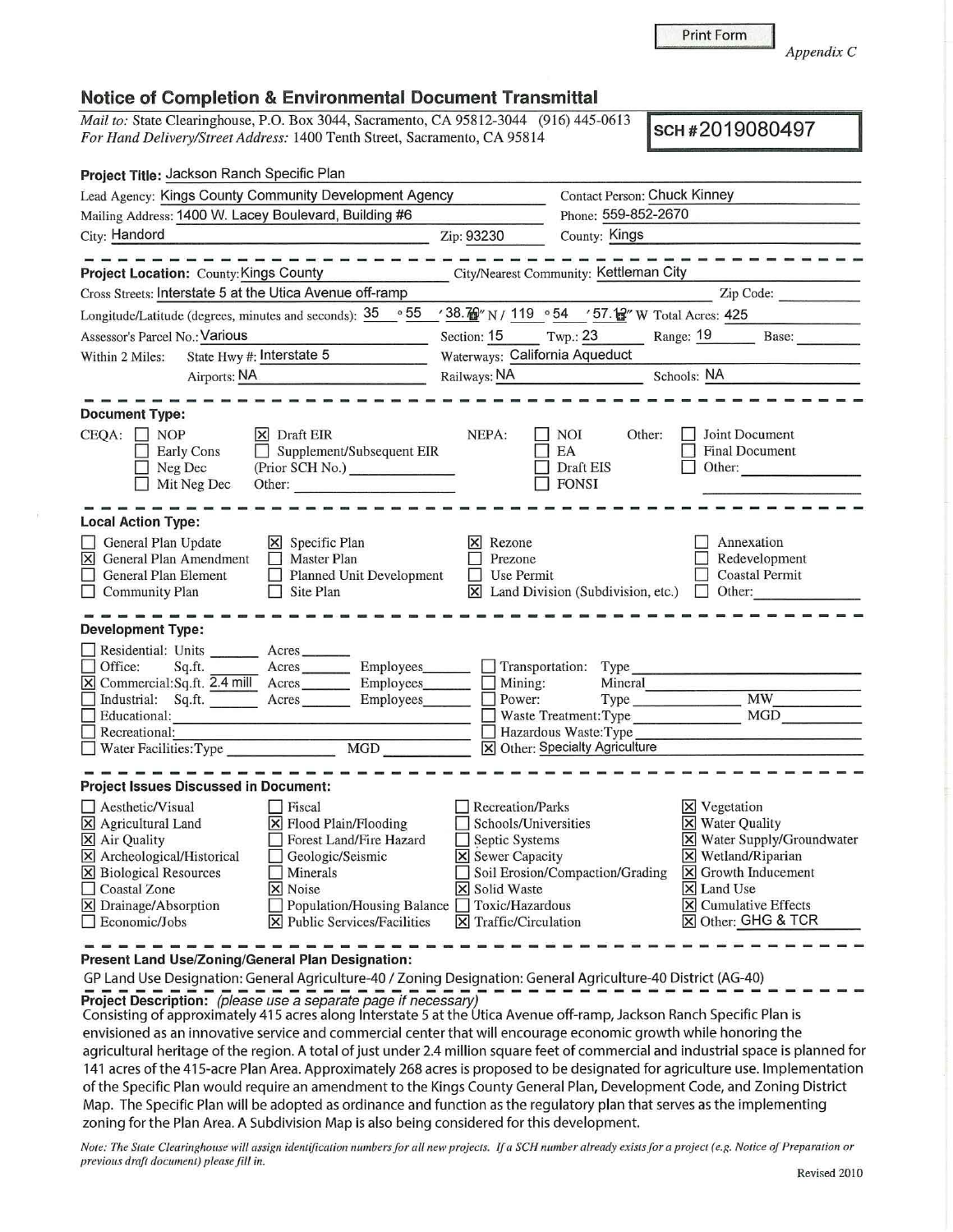Print Form

*Appendix C*

## Notice of Completion & Environmental Document Transmittal

*Mail to:* State Clearinghouse, P.O. Box 3044, Sacramento, CA 95812-3044 (916) 445-0613
*For Hand Delivery/Street Address:* 1400 Tenth Street, Sacramento, CA 95814

**SCH #2019080497**

**Project Title:** Jackson Ranch Specific Plan

Lead Agency: Kings County Community Development Agency — Contact Person: Chuck Kinney

Mailing Address: 1400 W. Lacey Boulevard, Building #6 — Phone: 559-852-2670

City: Handord — Zip: 93230 — County: Kings

---

**Project Location:** County: Kings County — City/Nearest Community: Kettleman City

Cross Streets: Interstate 5 at the Utica Avenue off-ramp — Zip Code:

Longitude/Latitude (degrees, minutes and seconds): 35 °55 ′38.70″ N / 119 °54 ′57.12″ W Total Acres: 425

Assessor's Parcel No.: Various — Section: 15 — Twp.: 23 — Range: 19 — Base:

Within 2 Miles: State Hwy #: Interstate 5 — Waterways: California Aqueduct

Airports: NA — Railways: NA — Schools: NA

---

**Document Type:**

CEQA:
- [ ] NOP
- [ ] Early Cons
- [ ] Neg Dec
- [ ] Mit Neg Dec
- [x] Draft EIR
- [ ] Supplement/Subsequent EIR (Prior SCH No.)
- Other:

NEPA:
- [ ] NOI
- [ ] EA
- [ ] Draft EIS
- [ ] FONSI

Other:
- [ ] Joint Document
- [ ] Final Document
- [ ] Other:

---

**Local Action Type:**

- [ ] General Plan Update
- [x] General Plan Amendment
- [ ] General Plan Element
- [ ] Community Plan
- [x] Specific Plan
- [ ] Master Plan
- [ ] Planned Unit Development
- [ ] Site Plan
- [x] Rezone
- [ ] Prezone
- [ ] Use Permit
- [x] Land Division (Subdivision, etc.)
- [ ] Annexation
- [ ] Redevelopment
- [ ] Coastal Permit
- [ ] Other:

---

**Development Type:**

- [ ] Residential: Units ___ Acres ___
- [ ] Office: Sq.ft. ___ Acres ___ Employees ___
- [x] Commercial: Sq.ft. 2.4 mill Acres ___ Employees ___
- [ ] Industrial: Sq.ft. ___ Acres ___ Employees ___
- [ ] Educational:
- [ ] Recreational:
- [ ] Water Facilities: Type ___ MGD ___
- [ ] Transportation: Type
- [ ] Mining: Mineral
- [ ] Power: Type ___ MW
- [ ] Waste Treatment: Type ___ MGD
- [ ] Hazardous Waste: Type
- [x] Other: Specialty Agriculture

---

**Project Issues Discussed in Document:**

- [ ] Aesthetic/Visual
- [x] Agricultural Land
- [x] Air Quality
- [x] Archeological/Historical
- [x] Biological Resources
- [ ] Coastal Zone
- [x] Drainage/Absorption
- [ ] Economic/Jobs
- [ ] Fiscal
- [x] Flood Plain/Flooding
- [ ] Forest Land/Fire Hazard
- [ ] Geologic/Seismic
- [ ] Minerals
- [x] Noise
- [ ] Population/Housing Balance
- [x] Public Services/Facilities
- [ ] Recreation/Parks
- [ ] Schools/Universities
- [ ] Septic Systems
- [x] Sewer Capacity
- [ ] Soil Erosion/Compaction/Grading
- [x] Solid Waste
- [ ] Toxic/Hazardous
- [x] Traffic/Circulation
- [x] Vegetation
- [x] Water Quality
- [x] Water Supply/Groundwater
- [x] Wetland/Riparian
- [x] Growth Inducement
- [x] Land Use
- [x] Cumulative Effects
- [x] Other: GHG & TCR

---

**Present Land Use/Zoning/General Plan Designation:**

GP Land Use Designation: General Agriculture-40 / Zoning Designation: General Agriculture-40 District (AG-40)

**Project Description:** *(please use a separate page if necessary)*

Consisting of approximately 415 acres along Interstate 5 at the Utica Avenue off-ramp, Jackson Ranch Specific Plan is envisioned as an innovative service and commercial center that will encourage economic growth while honoring the agricultural heritage of the region. A total of just under 2.4 million square feet of commercial and industrial space is planned for 141 acres of the 415-acre Plan Area. Approximately 268 acres is proposed to be designated for agriculture use. Implementation of the Specific Plan would require an amendment to the Kings County General Plan, Development Code, and Zoning District Map. The Specific Plan will be adopted as ordinance and function as the regulatory plan that serves as the implementing zoning for the Plan Area. A Subdivision Map is also being considered for this development.

*Note: The State Clearinghouse will assign identification numbers for all new projects. If a SCH number already exists for a project (e.g. Notice of Preparation or previous draft document) please fill in.*

Revised 2010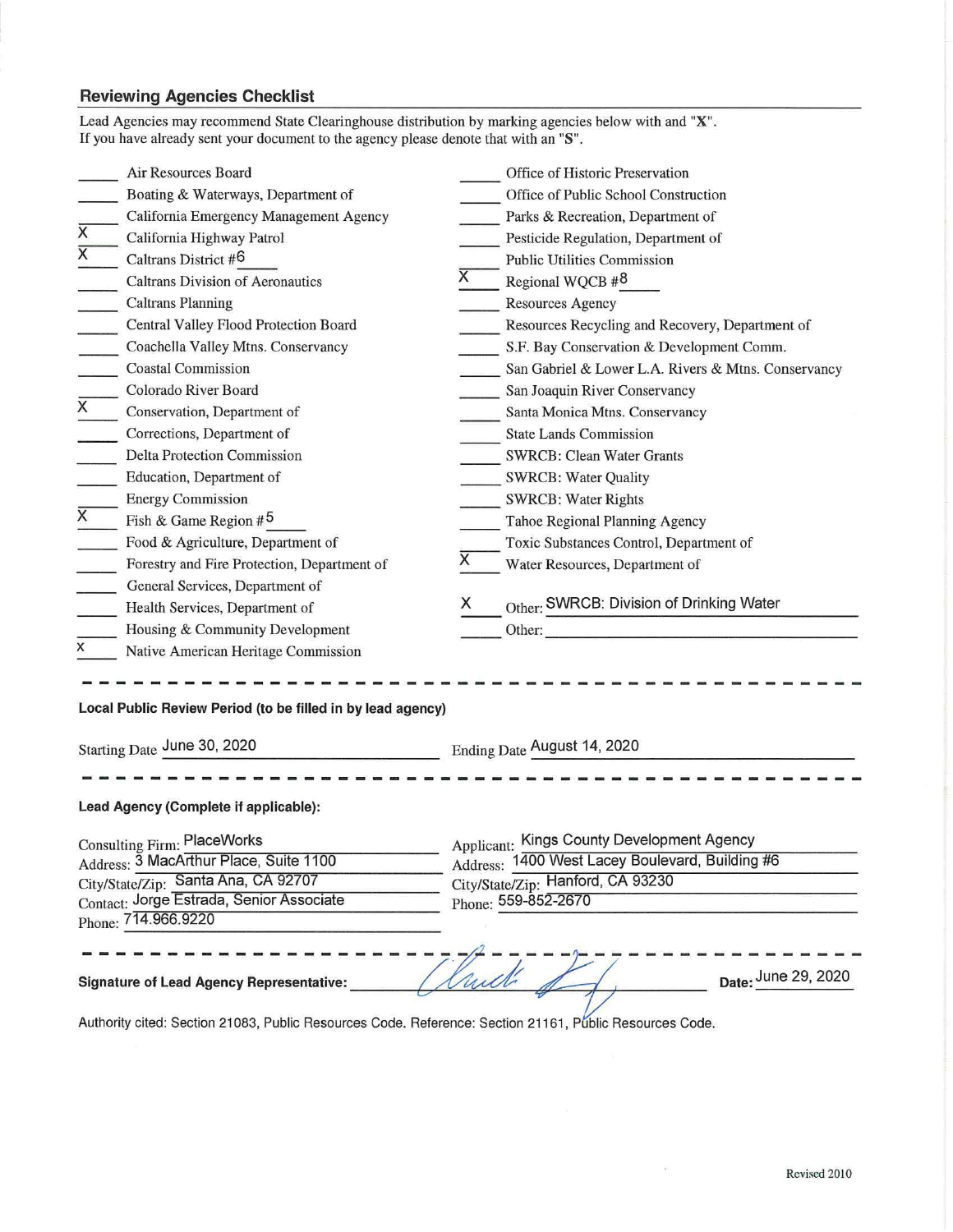## Reviewing Agencies Checklist

Lead Agencies may recommend State Clearinghouse distribution by marking agencies below with and "X".
If you have already sent your document to the agency please denote that with an "S".

| | | | |
|---|---|---|---|
| | Air Resources Board | | Office of Historic Preservation |
| | Boating & Waterways, Department of | | Office of Public School Construction |
| | California Emergency Management Agency | | Parks & Recreation, Department of |
| X | California Highway Patrol | | Pesticide Regulation, Department of |
| X | Caltrans District #6 | | Public Utilities Commission |
| | Caltrans Division of Aeronautics | X | Regional WQCB #8 |
| | Caltrans Planning | | Resources Agency |
| | Central Valley Flood Protection Board | | Resources Recycling and Recovery, Department of |
| | Coachella Valley Mtns. Conservancy | | S.F. Bay Conservation & Development Comm. |
| | Coastal Commission | | San Gabriel & Lower L.A. Rivers & Mtns. Conservancy |
| | Colorado River Board | | San Joaquin River Conservancy |
| X | Conservation, Department of | | Santa Monica Mtns. Conservancy |
| | Corrections, Department of | | State Lands Commission |
| | Delta Protection Commission | | SWRCB: Clean Water Grants |
| | Education, Department of | | SWRCB: Water Quality |
| | Energy Commission | | SWRCB: Water Rights |
| X | Fish & Game Region #5 | | Tahoe Regional Planning Agency |
| | Food & Agriculture, Department of | | Toxic Substances Control, Department of |
| | Forestry and Fire Protection, Department of | X | Water Resources, Department of |
| | General Services, Department of | | |
| | Health Services, Department of | X | Other: SWRCB: Division of Drinking Water |
| | Housing & Community Development | | Other: |
| x | Native American Heritage Commission | | |

---

**Local Public Review Period (to be filled in by lead agency)**

Starting Date June 30, 2020

Ending Date August 14, 2020

---

**Lead Agency (Complete if applicable):**

Consulting Firm: PlaceWorks
Address: 3 MacArthur Place, Suite 1100
City/State/Zip: Santa Ana, CA 92707
Contact: Jorge Estrada, Senior Associate
Phone: 714.966.9220

Applicant: Kings County Development Agency
Address: 1400 West Lacey Boulevard, Building #6
City/State/Zip: Hanford, CA 93230
Phone: 559-852-2670

---

**Signature of Lead Agency Representative:** [signature]

**Date:** June 29, 2020

Authority cited: Section 21083, Public Resources Code. Reference: Section 21161, Public Resources Code.

Revised 2010